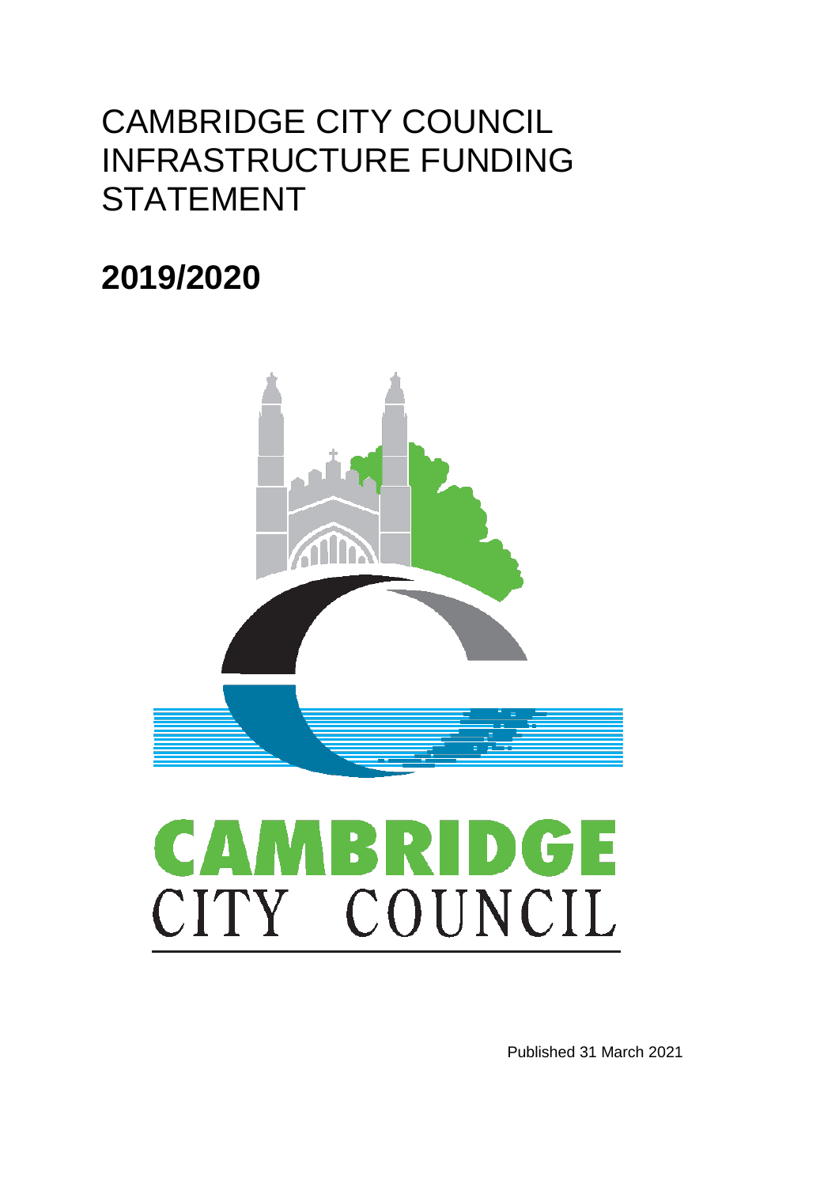# CAMBRIDGE CITY COUNCIL INFRASTRUCTURE FUNDING STATEMENT

# 2019/2020

CAMBRIDGE
CITY COUNCIL

Published 31 March 2021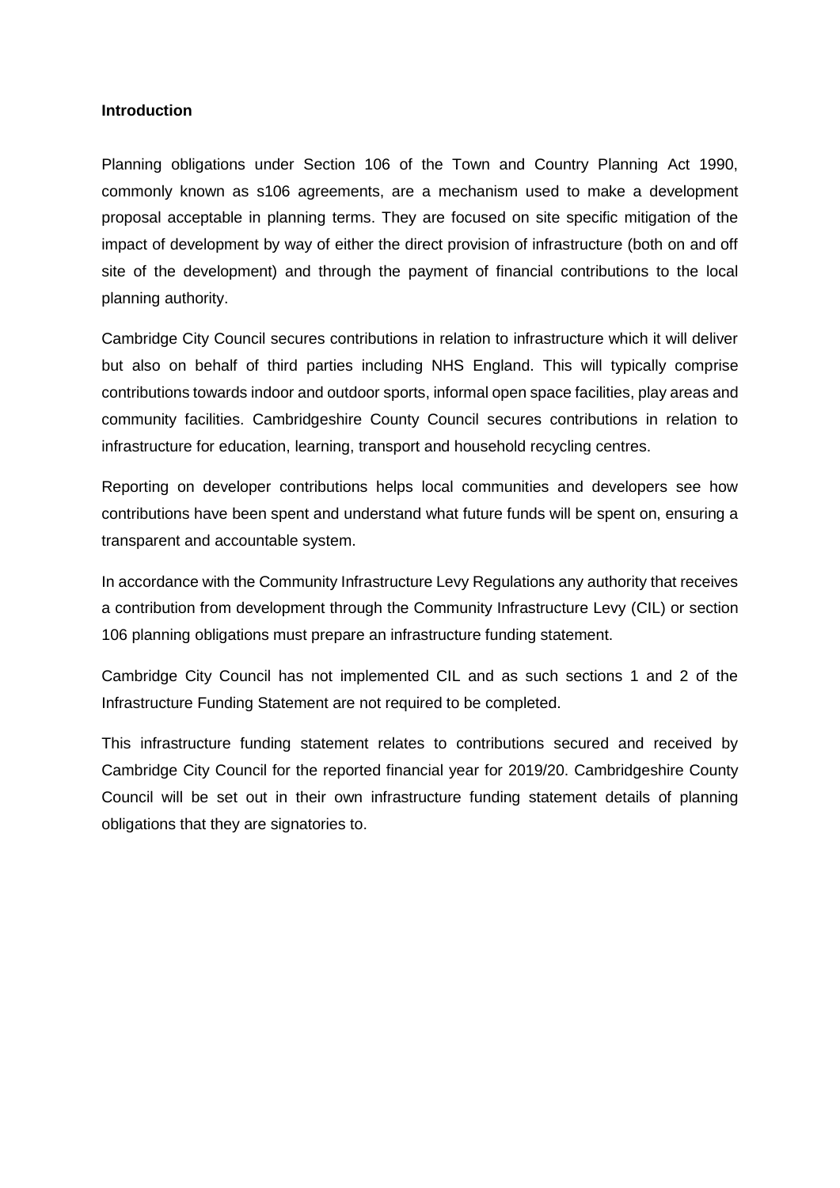**Introduction**

Planning obligations under Section 106 of the Town and Country Planning Act 1990, commonly known as s106 agreements, are a mechanism used to make a development proposal acceptable in planning terms. They are focused on site specific mitigation of the impact of development by way of either the direct provision of infrastructure (both on and off site of the development) and through the payment of financial contributions to the local planning authority.

Cambridge City Council secures contributions in relation to infrastructure which it will deliver but also on behalf of third parties including NHS England. This will typically comprise contributions towards indoor and outdoor sports, informal open space facilities, play areas and community facilities. Cambridgeshire County Council secures contributions in relation to infrastructure for education, learning, transport and household recycling centres.

Reporting on developer contributions helps local communities and developers see how contributions have been spent and understand what future funds will be spent on, ensuring a transparent and accountable system.

In accordance with the Community Infrastructure Levy Regulations any authority that receives a contribution from development through the Community Infrastructure Levy (CIL) or section 106 planning obligations must prepare an infrastructure funding statement.

Cambridge City Council has not implemented CIL and as such sections 1 and 2 of the Infrastructure Funding Statement are not required to be completed.

This infrastructure funding statement relates to contributions secured and received by Cambridge City Council for the reported financial year for 2019/20. Cambridgeshire County Council will be set out in their own infrastructure funding statement details of planning obligations that they are signatories to.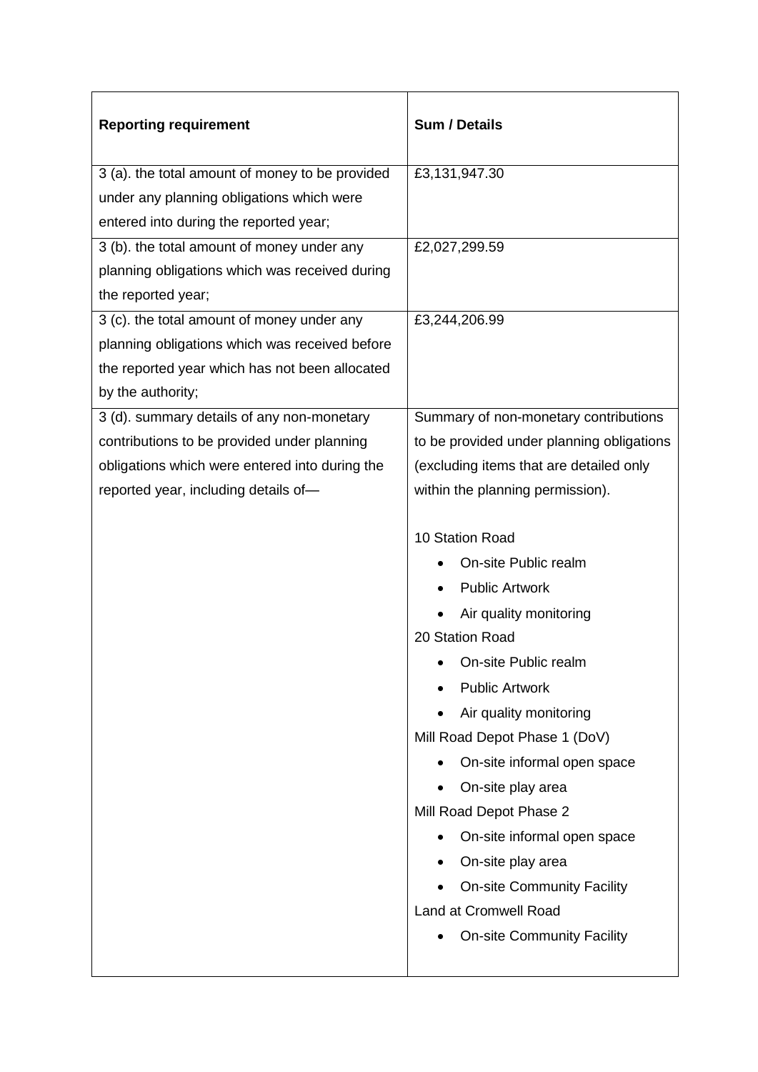| Reporting requirement | Sum / Details |
|---|---|
| 3 (a). the total amount of money to be provided under any planning obligations which were entered into during the reported year; | £3,131,947.30 |
| 3 (b). the total amount of money under any planning obligations which was received during the reported year; | £2,027,299.59 |
| 3 (c). the total amount of money under any planning obligations which was received before the reported year which has not been allocated by the authority; | £3,244,206.99 |
| 3 (d). summary details of any non-monetary contributions to be provided under planning obligations which were entered into during the reported year, including details of— | Summary of non-monetary contributions to be provided under planning obligations (excluding items that are detailed only within the planning permission).<br><br>10 Station Road<br>• On-site Public realm<br>• Public Artwork<br>• Air quality monitoring<br>20 Station Road<br>• On-site Public realm<br>• Public Artwork<br>• Air quality monitoring<br>Mill Road Depot Phase 1 (DoV)<br>• On-site informal open space<br>• On-site play area<br>Mill Road Depot Phase 2<br>• On-site informal open space<br>• On-site play area<br>• On-site Community Facility<br>Land at Cromwell Road<br>• On-site Community Facility |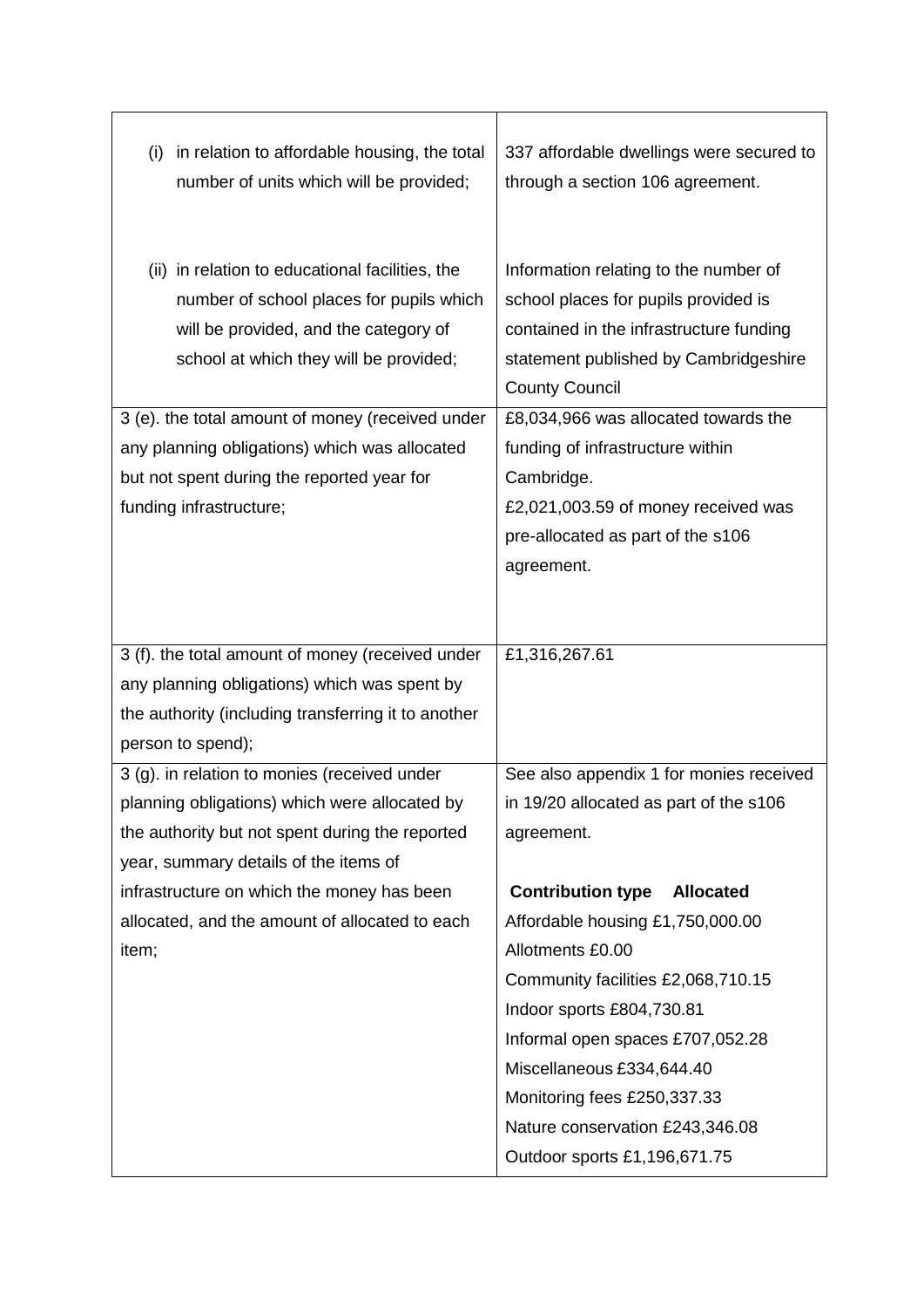| | |
|---|---|
| (i) in relation to affordable housing, the total number of units which will be provided; | 337 affordable dwellings were secured to through a section 106 agreement. |
| (ii) in relation to educational facilities, the number of school places for pupils which will be provided, and the category of school at which they will be provided; | Information relating to the number of school places for pupils provided is contained in the infrastructure funding statement published by Cambridgeshire County Council |
| 3 (e). the total amount of money (received under any planning obligations) which was allocated but not spent during the reported year for funding infrastructure; | £8,034,966 was allocated towards the funding of infrastructure within Cambridge.<br>£2,021,003.59 of money received was pre-allocated as part of the s106 agreement. |
| 3 (f). the total amount of money (received under any planning obligations) which was spent by the authority (including transferring it to another person to spend); | £1,316,267.61 |
| 3 (g). in relation to monies (received under planning obligations) which were allocated by the authority but not spent during the reported year, summary details of the items of infrastructure on which the money has been allocated, and the amount of allocated to each item; | See also appendix 1 for monies received in 19/20 allocated as part of the s106 agreement.<br><br>**Contribution type Allocated**<br>Affordable housing £1,750,000.00<br>Allotments £0.00<br>Community facilities £2,068,710.15<br>Indoor sports £804,730.81<br>Informal open spaces £707,052.28<br>Miscellaneous £334,644.40<br>Monitoring fees £250,337.33<br>Nature conservation £243,346.08<br>Outdoor sports £1,196,671.75 |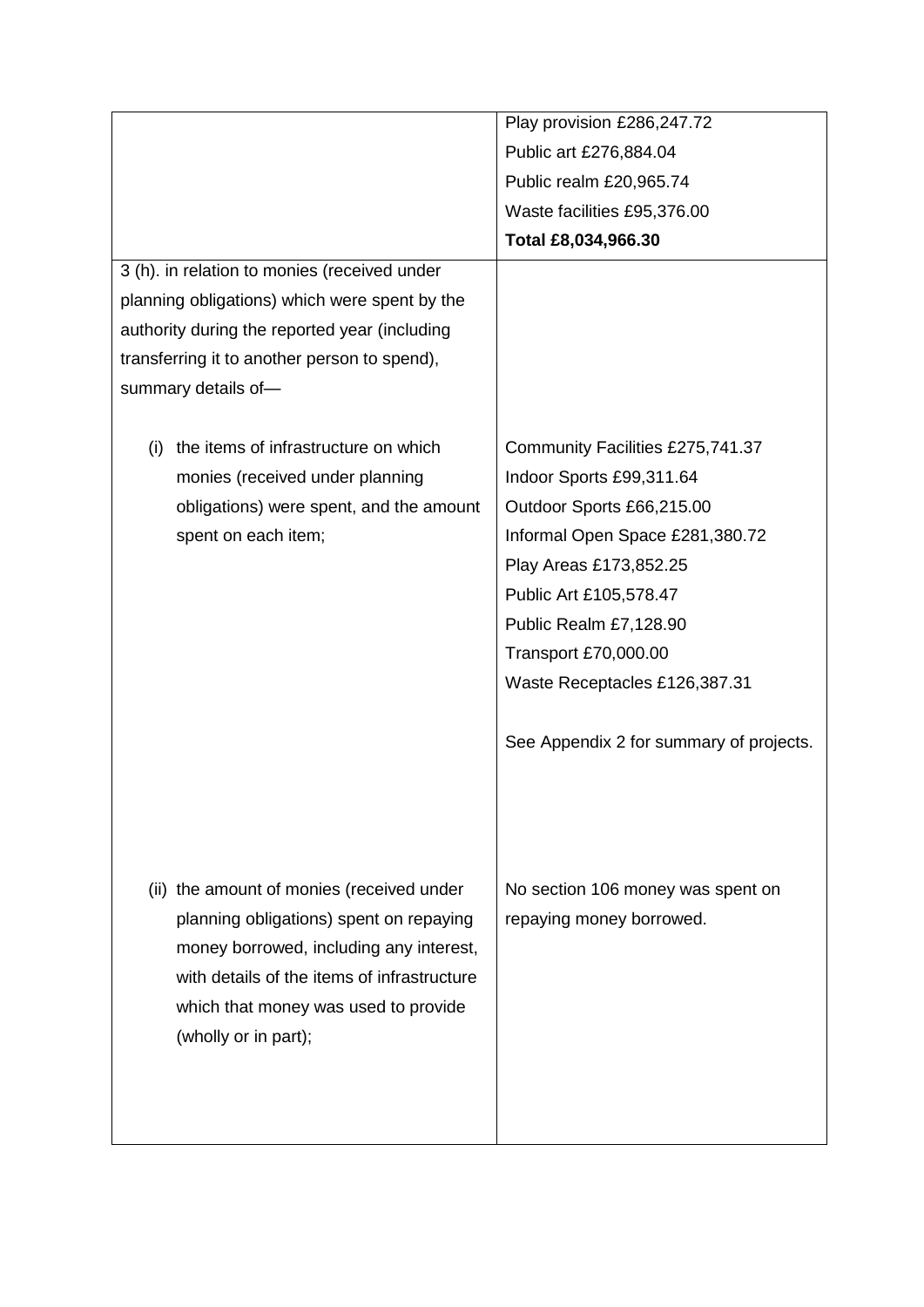| | |
|---|---|
| | Play provision £286,247.72<br>Public art £276,884.04<br>Public realm £20,965.74<br>Waste facilities £95,376.00<br>**Total £8,034,966.30** |
| 3 (h). in relation to monies (received under planning obligations) which were spent by the authority during the reported year (including transferring it to another person to spend), summary details of—<br><br>(i) the items of infrastructure on which monies (received under planning obligations) were spent, and the amount spent on each item; | Community Facilities £275,741.37<br>Indoor Sports £99,311.64<br>Outdoor Sports £66,215.00<br>Informal Open Space £281,380.72<br>Play Areas £173,852.25<br>Public Art £105,578.47<br>Public Realm £7,128.90<br>Transport £70,000.00<br>Waste Receptacles £126,387.31<br><br>See Appendix 2 for summary of projects. |
| (ii) the amount of monies (received under planning obligations) spent on repaying money borrowed, including any interest, with details of the items of infrastructure which that money was used to provide (wholly or in part); | No section 106 money was spent on repaying money borrowed. |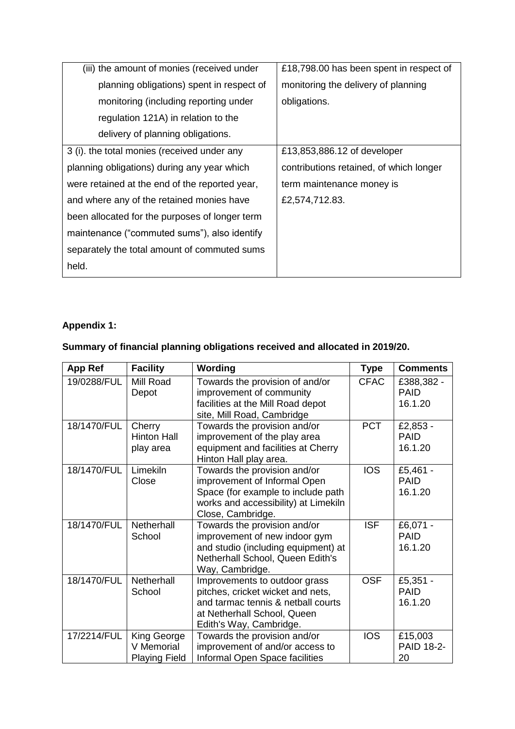| (iii) the amount of monies (received under planning obligations) spent in respect of monitoring (including reporting under regulation 121A) in relation to the delivery of planning obligations. | £18,798.00 has been spent in respect of monitoring the delivery of planning obligations. |
|---|---|
| 3 (i). the total monies (received under any planning obligations) during any year which were retained at the end of the reported year, and where any of the retained monies have been allocated for the purposes of longer term maintenance ("commuted sums"), also identify separately the total amount of commuted sums held. | £13,853,886.12 of developer contributions retained, of which longer term maintenance money is £2,574,712.83. |

**Appendix 1:**

**Summary of financial planning obligations received and allocated in 2019/20.**

| App Ref | Facility | Wording | Type | Comments |
|---|---|---|---|---|
| 19/0288/FUL | Mill Road Depot | Towards the provision of and/or improvement of community facilities at the Mill Road depot site, Mill Road, Cambridge | CFAC | £388,382 - PAID 16.1.20 |
| 18/1470/FUL | Cherry Hinton Hall play area | Towards the provision and/or improvement of the play area equipment and facilities at Cherry Hinton Hall play area. | PCT | £2,853 - PAID 16.1.20 |
| 18/1470/FUL | Limekiln Close | Towards the provision and/or improvement of Informal Open Space (for example to include path works and accessibility) at Limekiln Close, Cambridge. | IOS | £5,461 - PAID 16.1.20 |
| 18/1470/FUL | Netherhall School | Towards the provision and/or improvement of new indoor gym and studio (including equipment) at Netherhall School, Queen Edith's Way, Cambridge. | ISF | £6,071 - PAID 16.1.20 |
| 18/1470/FUL | Netherhall School | Improvements to outdoor grass pitches, cricket wicket and nets, and tarmac tennis & netball courts at Netherhall School, Queen Edith's Way, Cambridge. | OSF | £5,351 - PAID 16.1.20 |
| 17/2214/FUL | King George V Memorial Playing Field | Towards the provision and/or improvement of and/or access to Informal Open Space facilities | IOS | £15,003 PAID 18-2-20 |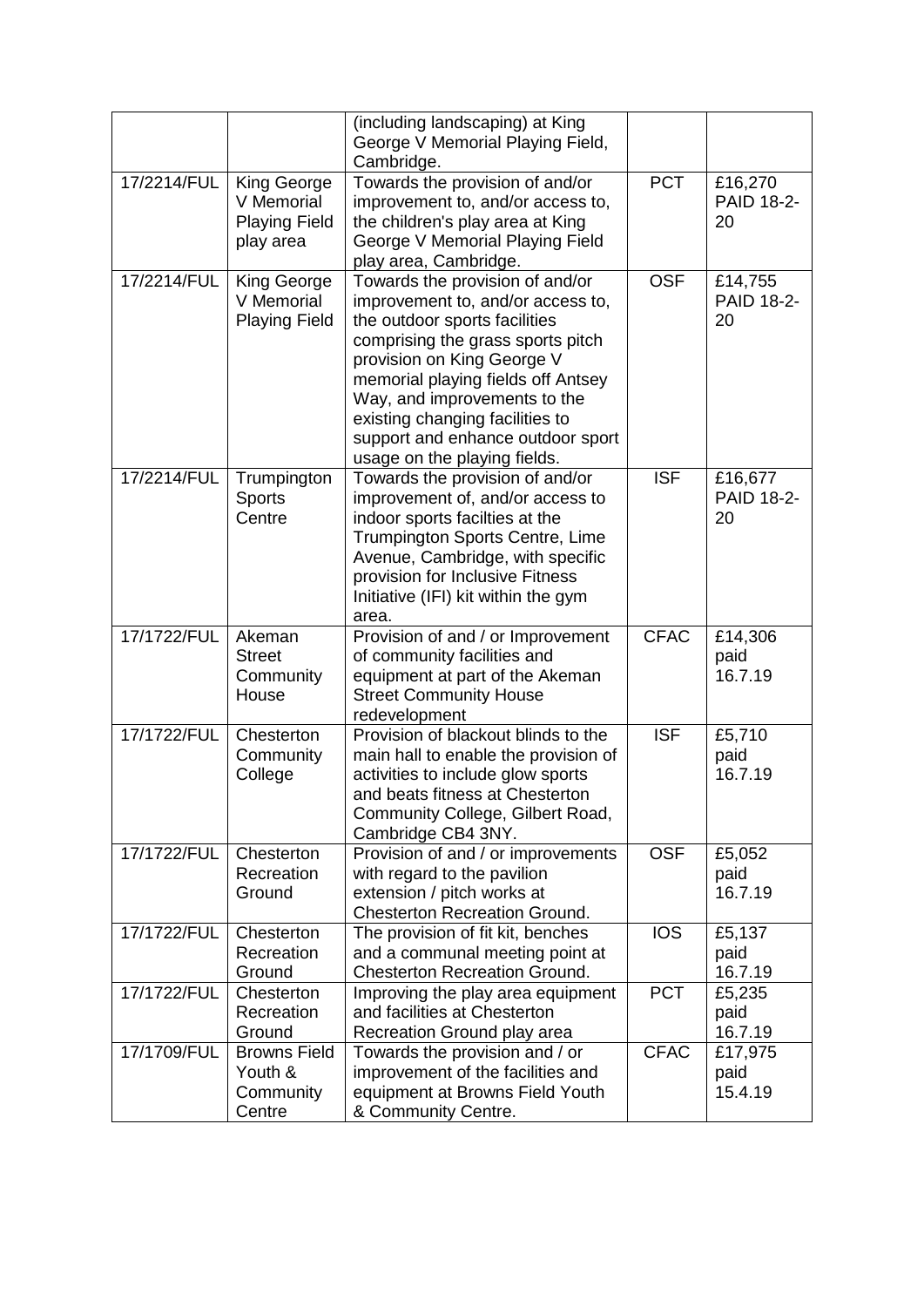| | | | | |
|---|---|---|---|---|
| | | (including landscaping) at King George V Memorial Playing Field, Cambridge. | | |
| 17/2214/FUL | King George V Memorial Playing Field play area | Towards the provision of and/or improvement to, and/or access to, the children's play area at King George V Memorial Playing Field play area, Cambridge. | PCT | £16,270 PAID 18-2-20 |
| 17/2214/FUL | King George V Memorial Playing Field | Towards the provision of and/or improvement to, and/or access to, the outdoor sports facilities comprising the grass sports pitch provision on King George V memorial playing fields off Antsey Way, and improvements to the existing changing facilities to support and enhance outdoor sport usage on the playing fields. | OSF | £14,755 PAID 18-2-20 |
| 17/2214/FUL | Trumpington Sports Centre | Towards the provision of and/or improvement of, and/or access to indoor sports facilties at the Trumpington Sports Centre, Lime Avenue, Cambridge, with specific provision for Inclusive Fitness Initiative (IFI) kit within the gym area. | ISF | £16,677 PAID 18-2-20 |
| 17/1722/FUL | Akeman Street Community House | Provision of and / or Improvement of community facilities and equipment at part of the Akeman Street Community House redevelopment | CFAC | £14,306 paid 16.7.19 |
| 17/1722/FUL | Chesterton Community College | Provision of blackout blinds to the main hall to enable the provision of activities to include glow sports and beats fitness at Chesterton Community College, Gilbert Road, Cambridge CB4 3NY. | ISF | £5,710 paid 16.7.19 |
| 17/1722/FUL | Chesterton Recreation Ground | Provision of and / or improvements with regard to the pavilion extension / pitch works at Chesterton Recreation Ground. | OSF | £5,052 paid 16.7.19 |
| 17/1722/FUL | Chesterton Recreation Ground | The provision of fit kit, benches and a communal meeting point at Chesterton Recreation Ground. | IOS | £5,137 paid 16.7.19 |
| 17/1722/FUL | Chesterton Recreation Ground | Improving the play area equipment and facilities at Chesterton Recreation Ground play area | PCT | £5,235 paid 16.7.19 |
| 17/1709/FUL | Browns Field Youth & Community Centre | Towards the provision and / or improvement of the facilities and equipment at Browns Field Youth & Community Centre. | CFAC | £17,975 paid 15.4.19 |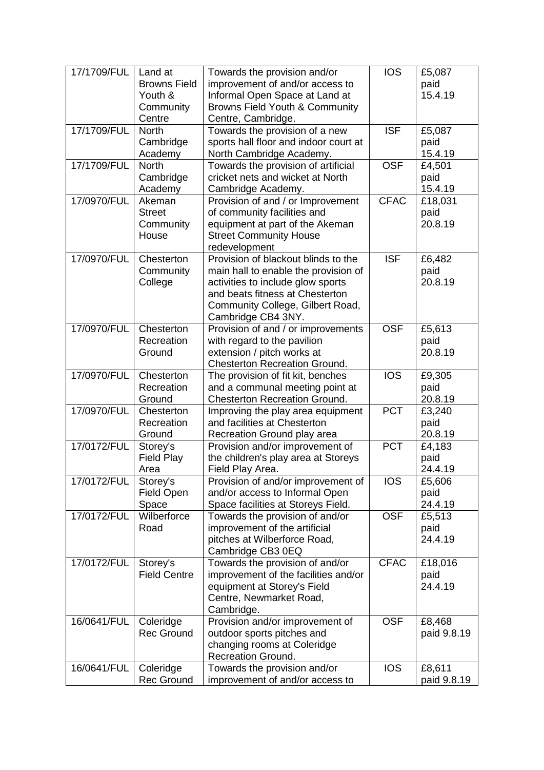| | | | | |
|---|---|---|---|---|
| 17/1709/FUL | Land at Browns Field Youth & Community Centre | Towards the provision and/or improvement of and/or access to Informal Open Space at Land at Browns Field Youth & Community Centre, Cambridge. | IOS | £5,087 paid 15.4.19 |
| 17/1709/FUL | North Cambridge Academy | Towards the provision of a new sports hall floor and indoor court at North Cambridge Academy. | ISF | £5,087 paid 15.4.19 |
| 17/1709/FUL | North Cambridge Academy | Towards the provision of artificial cricket nets and wicket at North Cambridge Academy. | OSF | £4,501 paid 15.4.19 |
| 17/0970/FUL | Akeman Street Community House | Provision of and / or Improvement of community facilities and equipment at part of the Akeman Street Community House redevelopment | CFAC | £18,031 paid 20.8.19 |
| 17/0970/FUL | Chesterton Community College | Provision of blackout blinds to the main hall to enable the provision of activities to include glow sports and beats fitness at Chesterton Community College, Gilbert Road, Cambridge CB4 3NY. | ISF | £6,482 paid 20.8.19 |
| 17/0970/FUL | Chesterton Recreation Ground | Provision of and / or improvements with regard to the pavilion extension / pitch works at Chesterton Recreation Ground. | OSF | £5,613 paid 20.8.19 |
| 17/0970/FUL | Chesterton Recreation Ground | The provision of fit kit, benches and a communal meeting point at Chesterton Recreation Ground. | IOS | £9,305 paid 20.8.19 |
| 17/0970/FUL | Chesterton Recreation Ground | Improving the play area equipment and facilities at Chesterton Recreation Ground play area | PCT | £3,240 paid 20.8.19 |
| 17/0172/FUL | Storey's Field Play Area | Provision and/or improvement of the children's play area at Storeys Field Play Area. | PCT | £4,183 paid 24.4.19 |
| 17/0172/FUL | Storey's Field Open Space | Provision of and/or improvement of and/or access to Informal Open Space facilities at Storeys Field. | IOS | £5,606 paid 24.4.19 |
| 17/0172/FUL | Wilberforce Road | Towards the provision of and/or improvement of the artificial pitches at Wilberforce Road, Cambridge CB3 0EQ | OSF | £5,513 paid 24.4.19 |
| 17/0172/FUL | Storey's Field Centre | Towards the provision of and/or improvement of the facilities and/or equipment at Storey's Field Centre, Newmarket Road, Cambridge. | CFAC | £18,016 paid 24.4.19 |
| 16/0641/FUL | Coleridge Rec Ground | Provision and/or improvement of outdoor sports pitches and changing rooms at Coleridge Recreation Ground. | OSF | £8,468 paid 9.8.19 |
| 16/0641/FUL | Coleridge Rec Ground | Towards the provision and/or improvement of and/or access to | IOS | £8,611 paid 9.8.19 |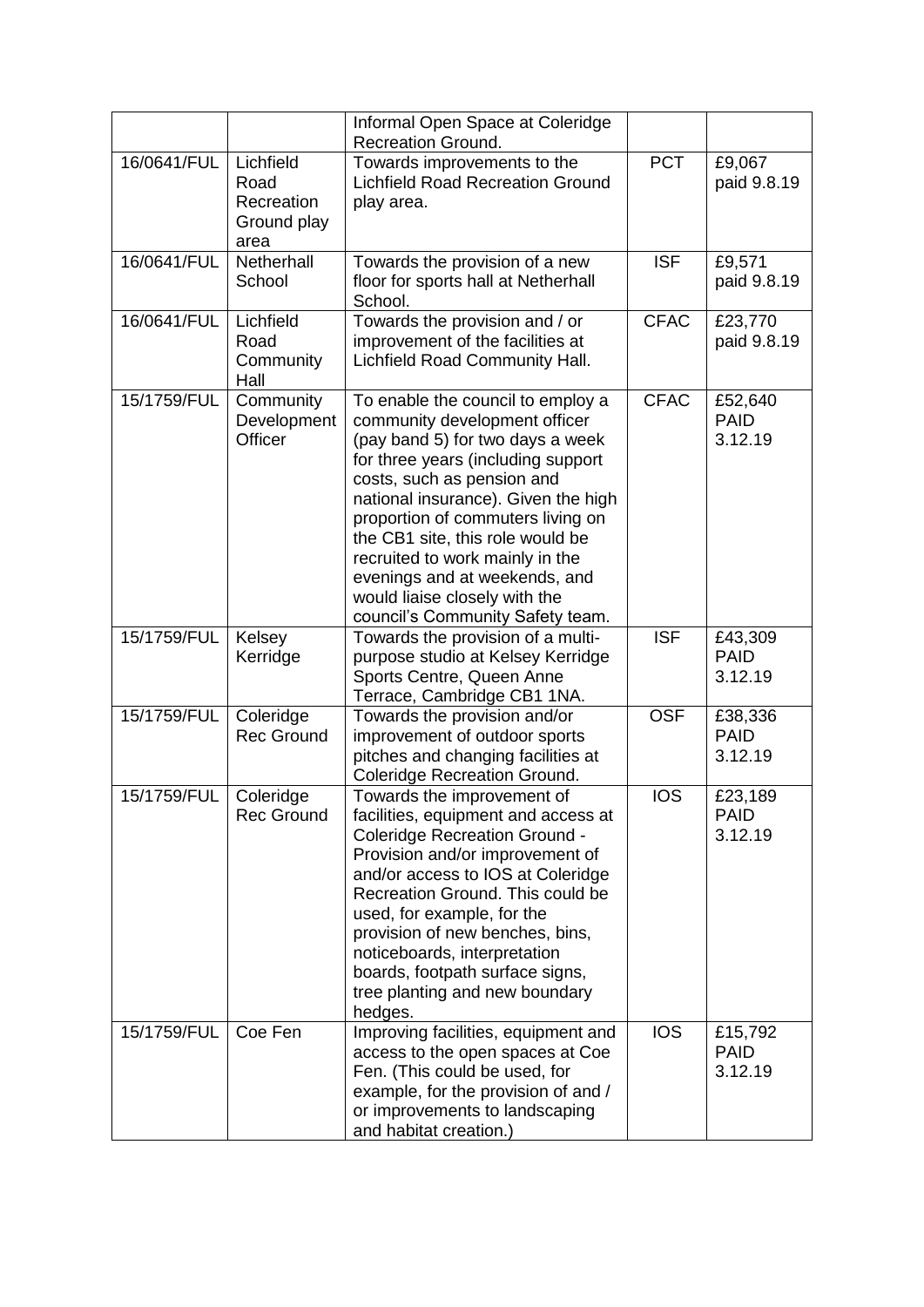| | | | | |
|---|---|---|---|---|
| | | Informal Open Space at Coleridge Recreation Ground. | | |
| 16/0641/FUL | Lichfield Road Recreation Ground play area | Towards improvements to the Lichfield Road Recreation Ground play area. | PCT | £9,067 paid 9.8.19 |
| 16/0641/FUL | Netherhall School | Towards the provision of a new floor for sports hall at Netherhall School. | ISF | £9,571 paid 9.8.19 |
| 16/0641/FUL | Lichfield Road Community Hall | Towards the provision and / or improvement of the facilities at Lichfield Road Community Hall. | CFAC | £23,770 paid 9.8.19 |
| 15/1759/FUL | Community Development Officer | To enable the council to employ a community development officer (pay band 5) for two days a week for three years (including support costs, such as pension and national insurance). Given the high proportion of commuters living on the CB1 site, this role would be recruited to work mainly in the evenings and at weekends, and would liaise closely with the council's Community Safety team. | CFAC | £52,640 PAID 3.12.19 |
| 15/1759/FUL | Kelsey Kerridge | Towards the provision of a multi-purpose studio at Kelsey Kerridge Sports Centre, Queen Anne Terrace, Cambridge CB1 1NA. | ISF | £43,309 PAID 3.12.19 |
| 15/1759/FUL | Coleridge Rec Ground | Towards the provision and/or improvement of outdoor sports pitches and changing facilities at Coleridge Recreation Ground. | OSF | £38,336 PAID 3.12.19 |
| 15/1759/FUL | Coleridge Rec Ground | Towards the improvement of facilities, equipment and access at Coleridge Recreation Ground - Provision and/or improvement of and/or access to IOS at Coleridge Recreation Ground. This could be used, for example, for the provision of new benches, bins, noticeboards, interpretation boards, footpath surface signs, tree planting and new boundary hedges. | IOS | £23,189 PAID 3.12.19 |
| 15/1759/FUL | Coe Fen | Improving facilities, equipment and access to the open spaces at Coe Fen. (This could be used, for example, for the provision of and / or improvements to landscaping and habitat creation.) | IOS | £15,792 PAID 3.12.19 |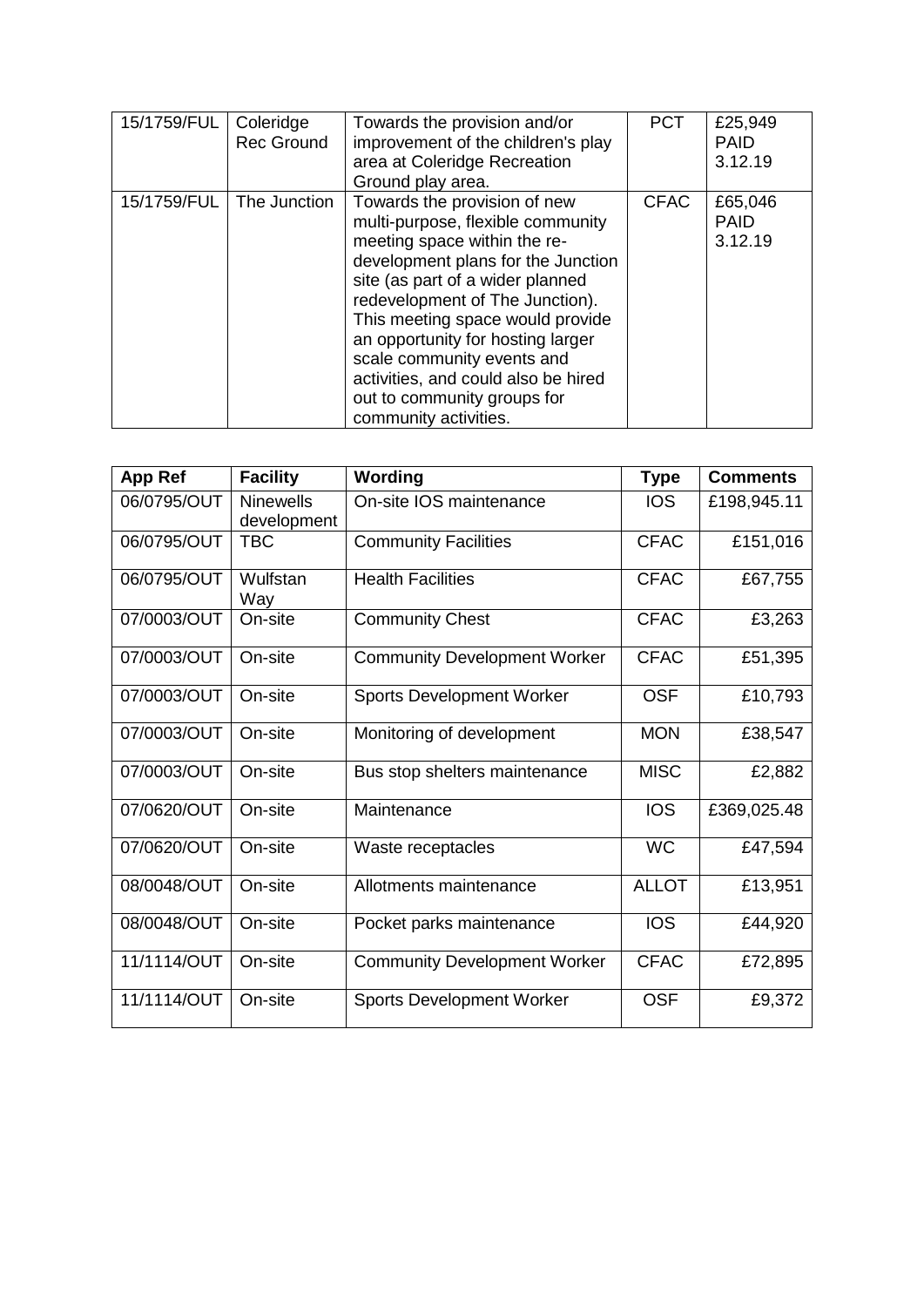| | | | | |
|---|---|---|---|---|
| 15/1759/FUL | Coleridge Rec Ground | Towards the provision and/or improvement of the children's play area at Coleridge Recreation Ground play area. | PCT | £25,949 PAID 3.12.19 |
| 15/1759/FUL | The Junction | Towards the provision of new multi-purpose, flexible community meeting space within the re-development plans for the Junction site (as part of a wider planned redevelopment of The Junction). This meeting space would provide an opportunity for hosting larger scale community events and activities, and could also be hired out to community groups for community activities. | CFAC | £65,046 PAID 3.12.19 |

| App Ref | Facility | Wording | Type | Comments |
|---|---|---|---|---|
| 06/0795/OUT | Ninewells development | On-site IOS maintenance | IOS | £198,945.11 |
| 06/0795/OUT | TBC | Community Facilities | CFAC | £151,016 |
| 06/0795/OUT | Wulfstan Way | Health Facilities | CFAC | £67,755 |
| 07/0003/OUT | On-site | Community Chest | CFAC | £3,263 |
| 07/0003/OUT | On-site | Community Development Worker | CFAC | £51,395 |
| 07/0003/OUT | On-site | Sports Development Worker | OSF | £10,793 |
| 07/0003/OUT | On-site | Monitoring of development | MON | £38,547 |
| 07/0003/OUT | On-site | Bus stop shelters maintenance | MISC | £2,882 |
| 07/0620/OUT | On-site | Maintenance | IOS | £369,025.48 |
| 07/0620/OUT | On-site | Waste receptacles | WC | £47,594 |
| 08/0048/OUT | On-site | Allotments maintenance | ALLOT | £13,951 |
| 08/0048/OUT | On-site | Pocket parks maintenance | IOS | £44,920 |
| 11/1114/OUT | On-site | Community Development Worker | CFAC | £72,895 |
| 11/1114/OUT | On-site | Sports Development Worker | OSF | £9,372 |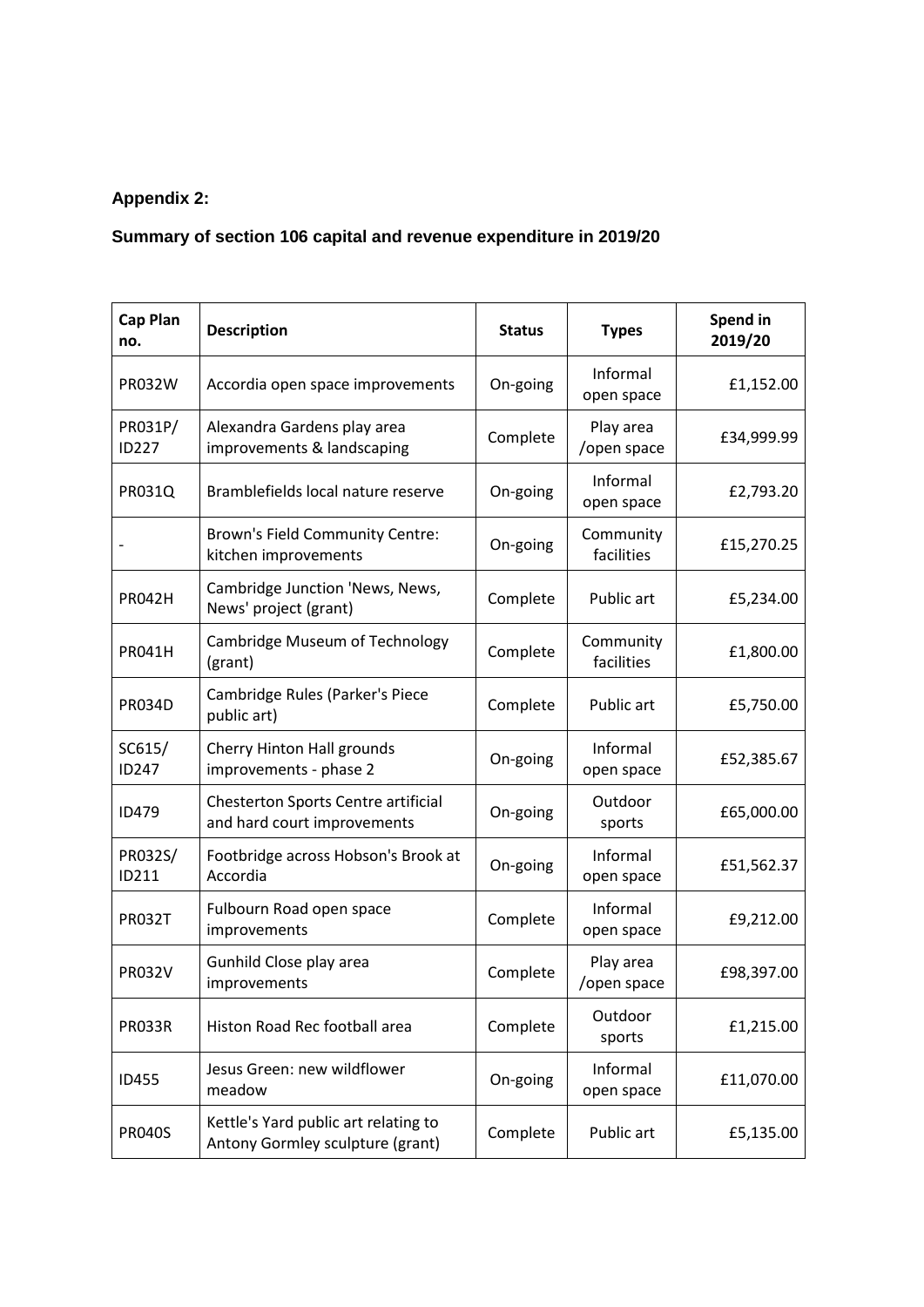**Appendix 2:**

**Summary of section 106 capital and revenue expenditure in 2019/20**

| Cap Plan no. | Description | Status | Types | Spend in 2019/20 |
|---|---|---|---|---|
| PR032W | Accordia open space improvements | On-going | Informal open space | £1,152.00 |
| PR031P/ ID227 | Alexandra Gardens play area improvements & landscaping | Complete | Play area /open space | £34,999.99 |
| PR031Q | Bramblefields local nature reserve | On-going | Informal open space | £2,793.20 |
| - | Brown's Field Community Centre: kitchen improvements | On-going | Community facilities | £15,270.25 |
| PR042H | Cambridge Junction 'News, News, News' project (grant) | Complete | Public art | £5,234.00 |
| PR041H | Cambridge Museum of Technology (grant) | Complete | Community facilities | £1,800.00 |
| PR034D | Cambridge Rules (Parker's Piece public art) | Complete | Public art | £5,750.00 |
| SC615/ ID247 | Cherry Hinton Hall grounds improvements - phase 2 | On-going | Informal open space | £52,385.67 |
| ID479 | Chesterton Sports Centre artificial and hard court improvements | On-going | Outdoor sports | £65,000.00 |
| PR032S/ ID211 | Footbridge across Hobson's Brook at Accordia | On-going | Informal open space | £51,562.37 |
| PR032T | Fulbourn Road open space improvements | Complete | Informal open space | £9,212.00 |
| PR032V | Gunhild Close play area improvements | Complete | Play area /open space | £98,397.00 |
| PR033R | Histon Road Rec football area | Complete | Outdoor sports | £1,215.00 |
| ID455 | Jesus Green: new wildflower meadow | On-going | Informal open space | £11,070.00 |
| PR040S | Kettle's Yard public art relating to Antony Gormley sculpture (grant) | Complete | Public art | £5,135.00 |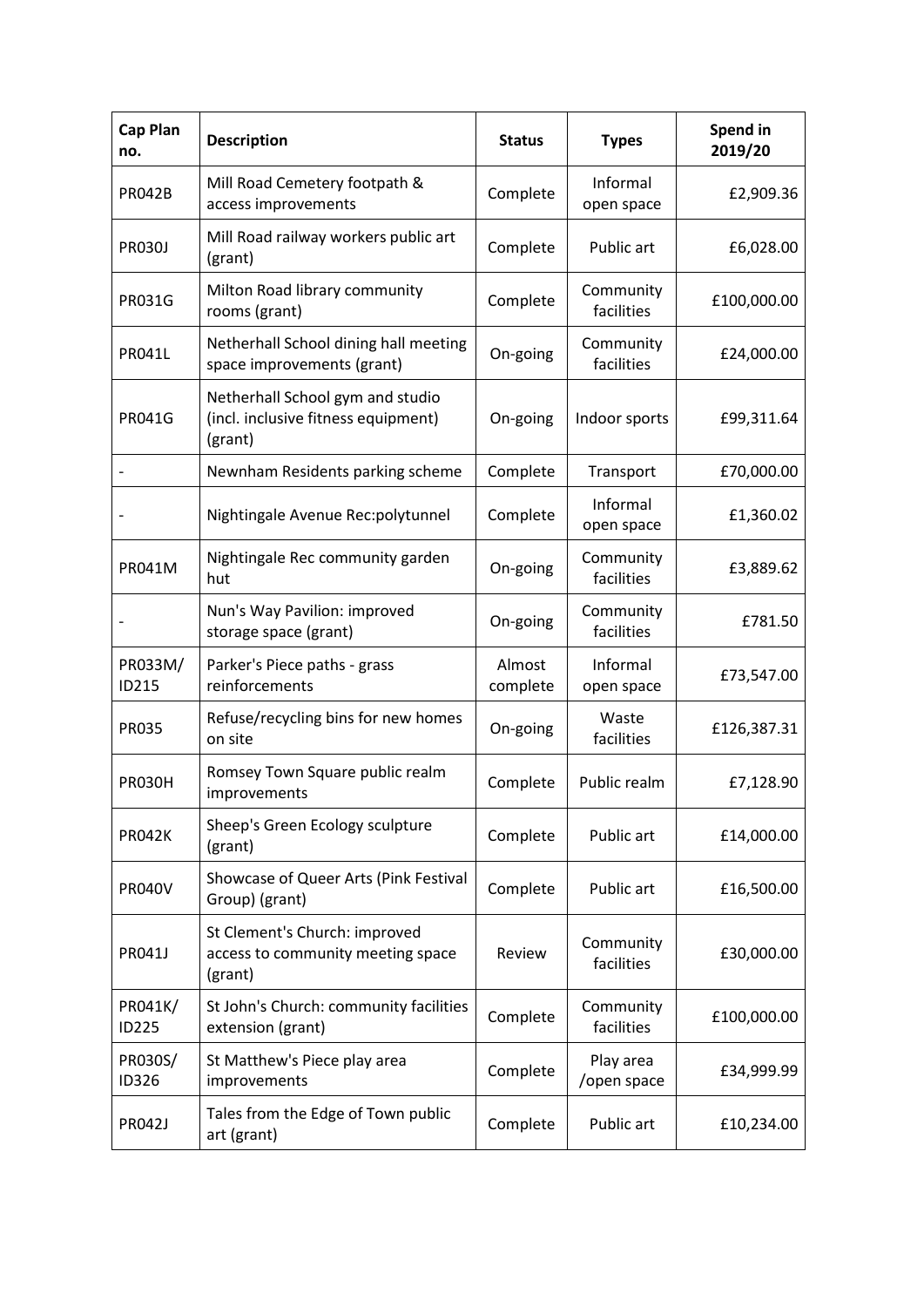| Cap Plan no. | Description | Status | Types | Spend in 2019/20 |
|---|---|---|---|---|
| PR042B | Mill Road Cemetery footpath & access improvements | Complete | Informal open space | £2,909.36 |
| PR030J | Mill Road railway workers public art (grant) | Complete | Public art | £6,028.00 |
| PR031G | Milton Road library community rooms (grant) | Complete | Community facilities | £100,000.00 |
| PR041L | Netherhall School dining hall meeting space improvements (grant) | On-going | Community facilities | £24,000.00 |
| PR041G | Netherhall School gym and studio (incl. inclusive fitness equipment) (grant) | On-going | Indoor sports | £99,311.64 |
| - | Newnham Residents parking scheme | Complete | Transport | £70,000.00 |
| - | Nightingale Avenue Rec:polytunnel | Complete | Informal open space | £1,360.02 |
| PR041M | Nightingale Rec community garden hut | On-going | Community facilities | £3,889.62 |
| - | Nun's Way Pavilion: improved storage space (grant) | On-going | Community facilities | £781.50 |
| PR033M/ ID215 | Parker's Piece paths - grass reinforcements | Almost complete | Informal open space | £73,547.00 |
| PR035 | Refuse/recycling bins for new homes on site | On-going | Waste facilities | £126,387.31 |
| PR030H | Romsey Town Square public realm improvements | Complete | Public realm | £7,128.90 |
| PR042K | Sheep's Green Ecology sculpture (grant) | Complete | Public art | £14,000.00 |
| PR040V | Showcase of Queer Arts (Pink Festival Group) (grant) | Complete | Public art | £16,500.00 |
| PR041J | St Clement's Church: improved access to community meeting space (grant) | Review | Community facilities | £30,000.00 |
| PR041K/ ID225 | St John's Church: community facilities extension (grant) | Complete | Community facilities | £100,000.00 |
| PR030S/ ID326 | St Matthew's Piece play area improvements | Complete | Play area /open space | £34,999.99 |
| PR042J | Tales from the Edge of Town public art (grant) | Complete | Public art | £10,234.00 |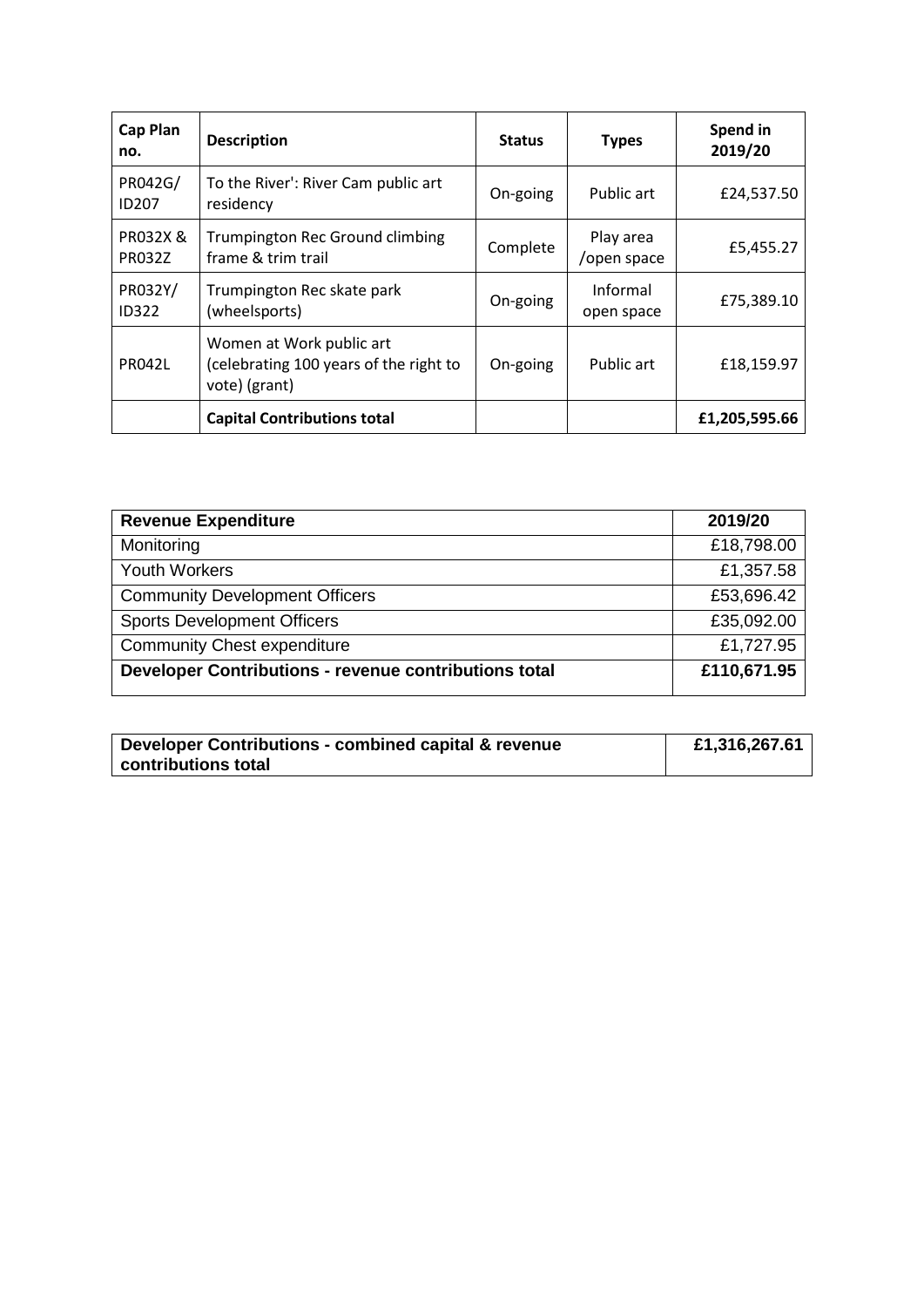| Cap Plan no. | Description | Status | Types | Spend in 2019/20 |
|---|---|---|---|---|
| PR042G/ ID207 | To the River': River Cam public art residency | On-going | Public art | £24,537.50 |
| PR032X & PR032Z | Trumpington Rec Ground climbing frame & trim trail | Complete | Play area /open space | £5,455.27 |
| PR032Y/ ID322 | Trumpington Rec skate park (wheelsports) | On-going | Informal open space | £75,389.10 |
| PR042L | Women at Work public art (celebrating 100 years of the right to vote) (grant) | On-going | Public art | £18,159.97 |
| | **Capital Contributions total** | | | **£1,205,595.66** |

| **Revenue Expenditure** | **2019/20** |
|---|---|
| Monitoring | £18,798.00 |
| Youth Workers | £1,357.58 |
| Community Development Officers | £53,696.42 |
| Sports Development Officers | £35,092.00 |
| Community Chest expenditure | £1,727.95 |
| **Developer Contributions - revenue contributions total** | **£110,671.95** |

| | |
|---|---|
| **Developer Contributions - combined capital & revenue contributions total** | **£1,316,267.61** |